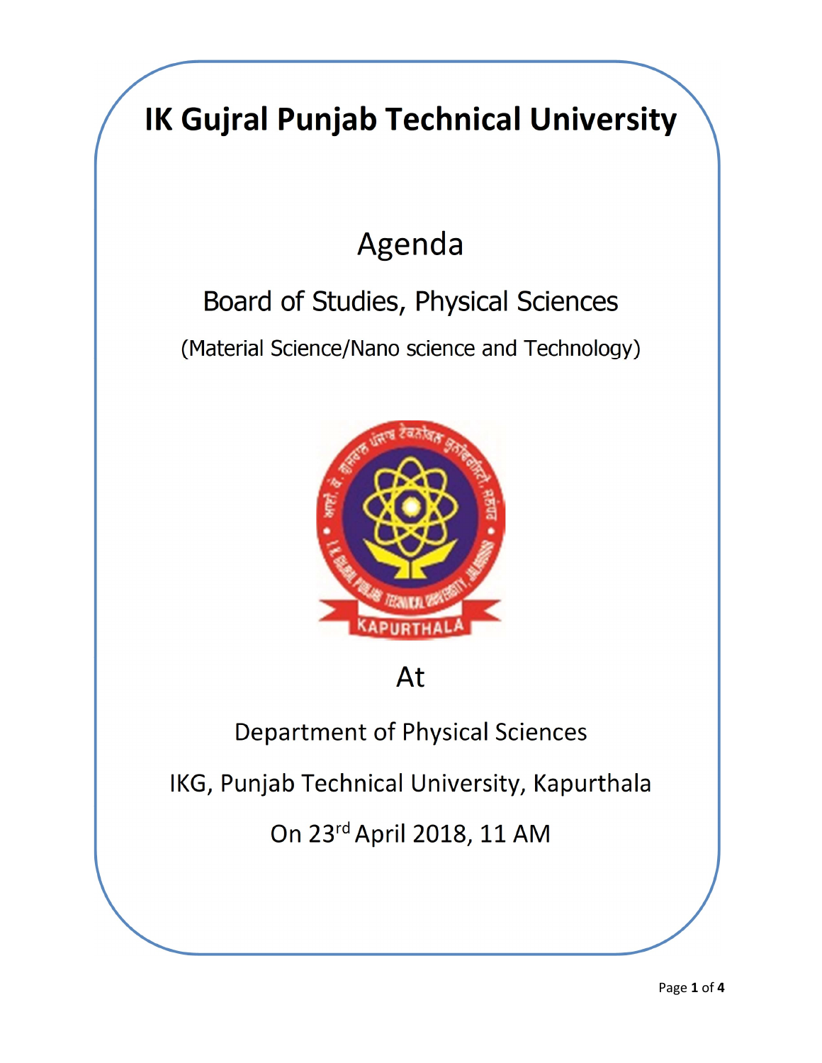# IK Gujral Punjab Technical University

## Agenda

### Board of Studies, Physical Sciences

(Material Science/Nano science and Technology)

At

Department of Physical Sciences

IKG, Punjab Technical University, Kapurthala

On 23rd April 2018, 11 AM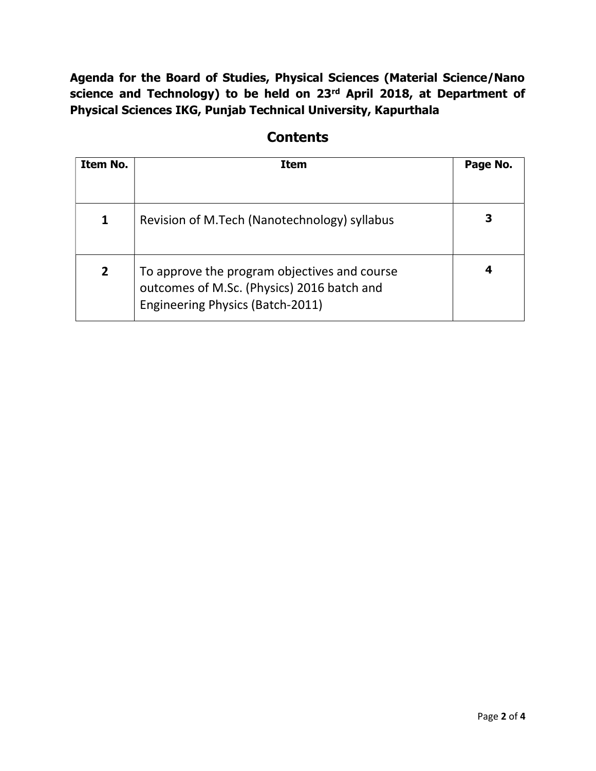**Agenda for the Board of Studies, Physical Sciences (Material Science/Nano science and Technology) to be held on 23rd April 2018, at Department of Physical Sciences IKG, Punjab Technical University, Kapurthala**

## Contents

| Item No. | Item | Page No. |
|---|---|---|
| **1** | Revision of M.Tech (Nanotechnology) syllabus | **3** |
| **2** | To approve the program objectives and course outcomes of M.Sc. (Physics) 2016 batch and Engineering Physics (Batch-2011) | **4** |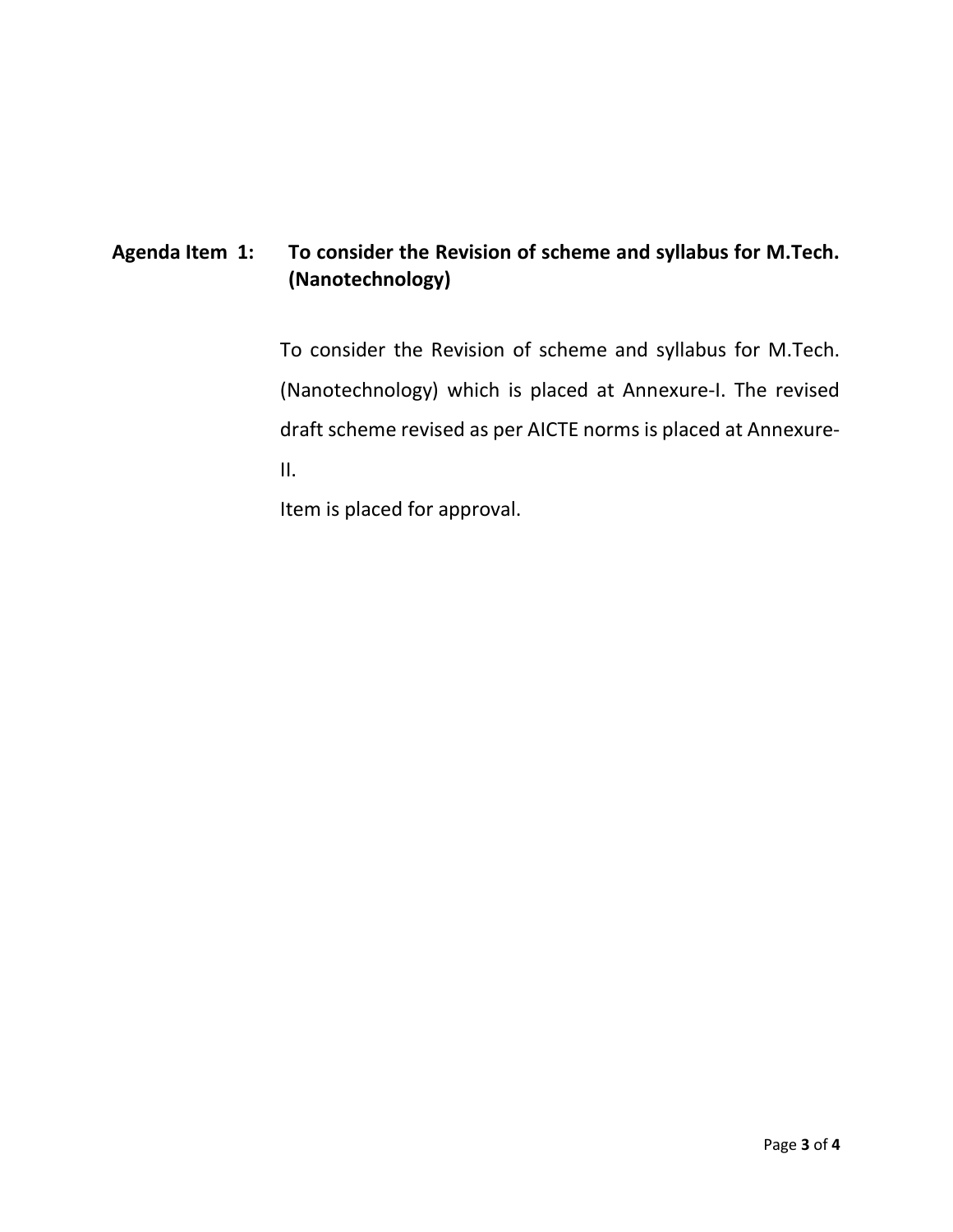**Agenda Item 1: To consider the Revision of scheme and syllabus for M.Tech. (Nanotechnology)**

To consider the Revision of scheme and syllabus for M.Tech. (Nanotechnology) which is placed at Annexure-I. The revised draft scheme revised as per AICTE norms is placed at Annexure-II.

Item is placed for approval.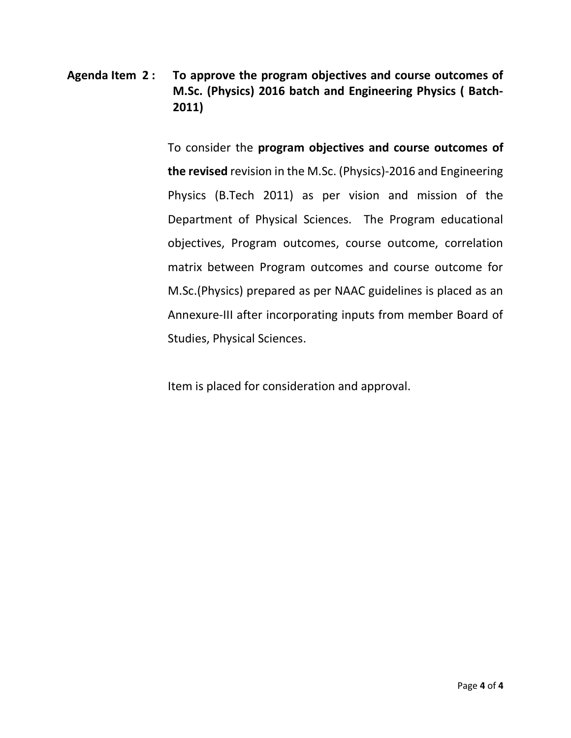**Agenda Item 2 : To approve the program objectives and course outcomes of M.Sc. (Physics) 2016 batch and Engineering Physics ( Batch-2011)**

To consider the **program objectives and course outcomes of the revised** revision in the M.Sc. (Physics)-2016 and Engineering Physics (B.Tech 2011) as per vision and mission of the Department of Physical Sciences. The Program educational objectives, Program outcomes, course outcome, correlation matrix between Program outcomes and course outcome for M.Sc.(Physics) prepared as per NAAC guidelines is placed as an Annexure-III after incorporating inputs from member Board of Studies, Physical Sciences.

Item is placed for consideration and approval.